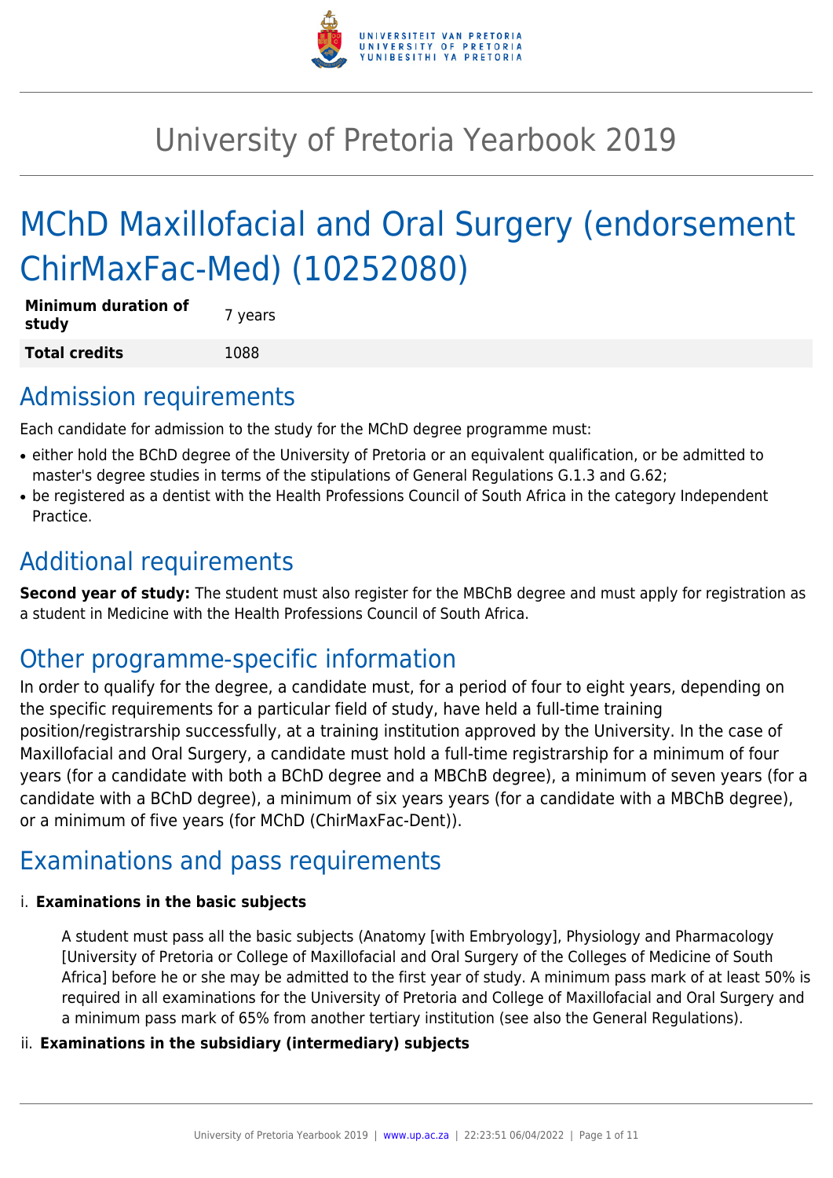# University of Pretoria Yearbook 2019

# MChD Maxillofacial and Oral Surgery (endorsement ChirMaxFac-Med) (10252080)

| | |
|---|---|
| **Minimum duration of study** | 7 years |
| **Total credits** | 1088 |

## Admission requirements

Each candidate for admission to the study for the MChD degree programme must:

- either hold the BChD degree of the University of Pretoria or an equivalent qualification, or be admitted to master's degree studies in terms of the stipulations of General Regulations G.1.3 and G.62;
- be registered as a dentist with the Health Professions Council of South Africa in the category Independent Practice.

## Additional requirements

**Second year of study:** The student must also register for the MBChB degree and must apply for registration as a student in Medicine with the Health Professions Council of South Africa.

## Other programme-specific information

In order to qualify for the degree, a candidate must, for a period of four to eight years, depending on the specific requirements for a particular field of study, have held a full-time training position/registrarship successfully, at a training institution approved by the University. In the case of Maxillofacial and Oral Surgery, a candidate must hold a full-time registrarship for a minimum of four years (for a candidate with both a BChD degree and a MBChB degree), a minimum of seven years (for a candidate with a BChD degree), a minimum of six years years (for a candidate with a MBChB degree), or a minimum of five years (for MChD (ChirMaxFac-Dent)).

## Examinations and pass requirements

i. **Examinations in the basic subjects**

A student must pass all the basic subjects (Anatomy [with Embryology], Physiology and Pharmacology [University of Pretoria or College of Maxillofacial and Oral Surgery of the Colleges of Medicine of South Africa] before he or she may be admitted to the first year of study. A minimum pass mark of at least 50% is required in all examinations for the University of Pretoria and College of Maxillofacial and Oral Surgery and a minimum pass mark of 65% from another tertiary institution (see also the General Regulations).

ii. **Examinations in the subsidiary (intermediary) subjects**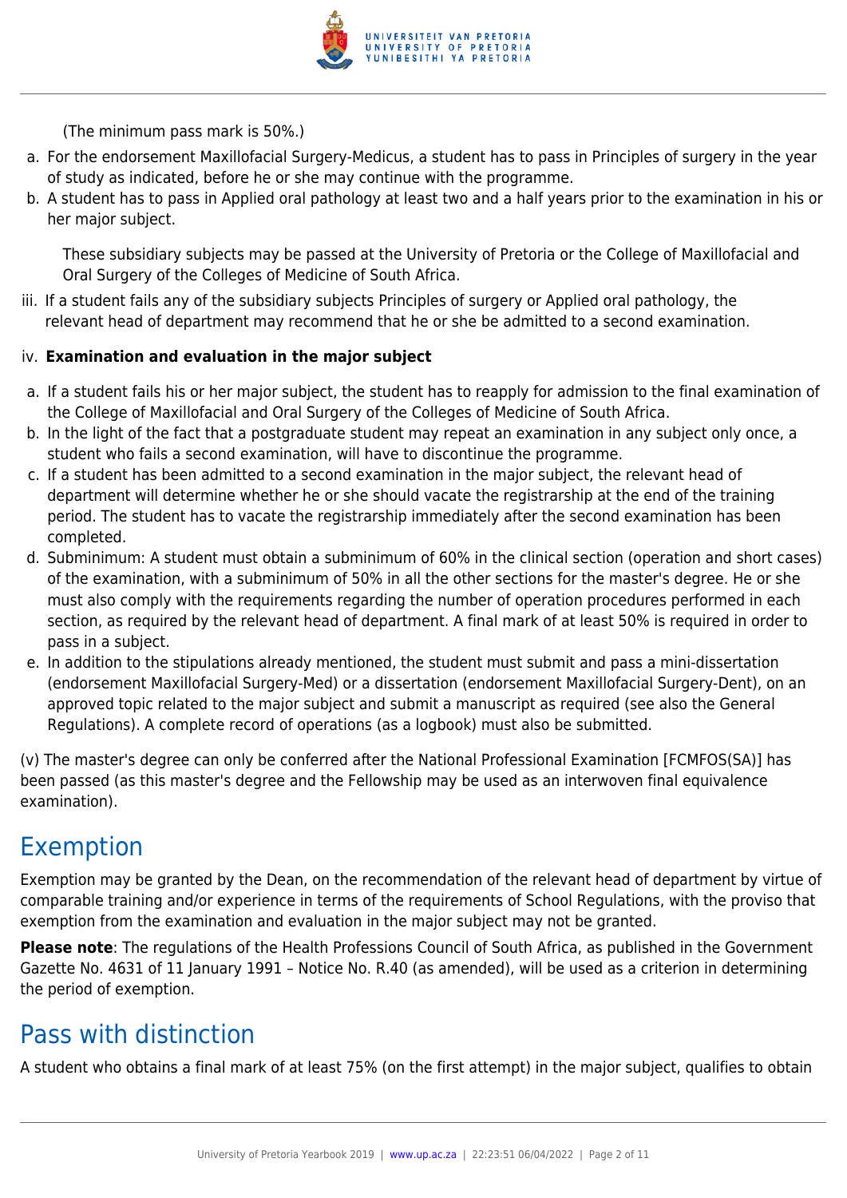(The minimum pass mark is 50%.)

a. For the endorsement Maxillofacial Surgery-Medicus, a student has to pass in Principles of surgery in the year of study as indicated, before he or she may continue with the programme.
b. A student has to pass in Applied oral pathology at least two and a half years prior to the examination in his or her major subject.

These subsidiary subjects may be passed at the University of Pretoria or the College of Maxillofacial and Oral Surgery of the Colleges of Medicine of South Africa.

iii. If a student fails any of the subsidiary subjects Principles of surgery or Applied oral pathology, the relevant head of department may recommend that he or she be admitted to a second examination.

iv. **Examination and evaluation in the major subject**

a. If a student fails his or her major subject, the student has to reapply for admission to the final examination of the College of Maxillofacial and Oral Surgery of the Colleges of Medicine of South Africa.
b. In the light of the fact that a postgraduate student may repeat an examination in any subject only once, a student who fails a second examination, will have to discontinue the programme.
c. If a student has been admitted to a second examination in the major subject, the relevant head of department will determine whether he or she should vacate the registrarship at the end of the training period. The student has to vacate the registrarship immediately after the second examination has been completed.
d. Subminimum: A student must obtain a subminimum of 60% in the clinical section (operation and short cases) of the examination, with a subminimum of 50% in all the other sections for the master's degree. He or she must also comply with the requirements regarding the number of operation procedures performed in each section, as required by the relevant head of department. A final mark of at least 50% is required in order to pass in a subject.
e. In addition to the stipulations already mentioned, the student must submit and pass a mini-dissertation (endorsement Maxillofacial Surgery-Med) or a dissertation (endorsement Maxillofacial Surgery-Dent), on an approved topic related to the major subject and submit a manuscript as required (see also the General Regulations). A complete record of operations (as a logbook) must also be submitted.

(v) The master's degree can only be conferred after the National Professional Examination [FCMFOS(SA)] has been passed (as this master's degree and the Fellowship may be used as an interwoven final equivalence examination).

## Exemption

Exemption may be granted by the Dean, on the recommendation of the relevant head of department by virtue of comparable training and/or experience in terms of the requirements of School Regulations, with the proviso that exemption from the examination and evaluation in the major subject may not be granted.

**Please note**: The regulations of the Health Professions Council of South Africa, as published in the Government Gazette No. 4631 of 11 January 1991 – Notice No. R.40 (as amended), will be used as a criterion in determining the period of exemption.

## Pass with distinction

A student who obtains a final mark of at least 75% (on the first attempt) in the major subject, qualifies to obtain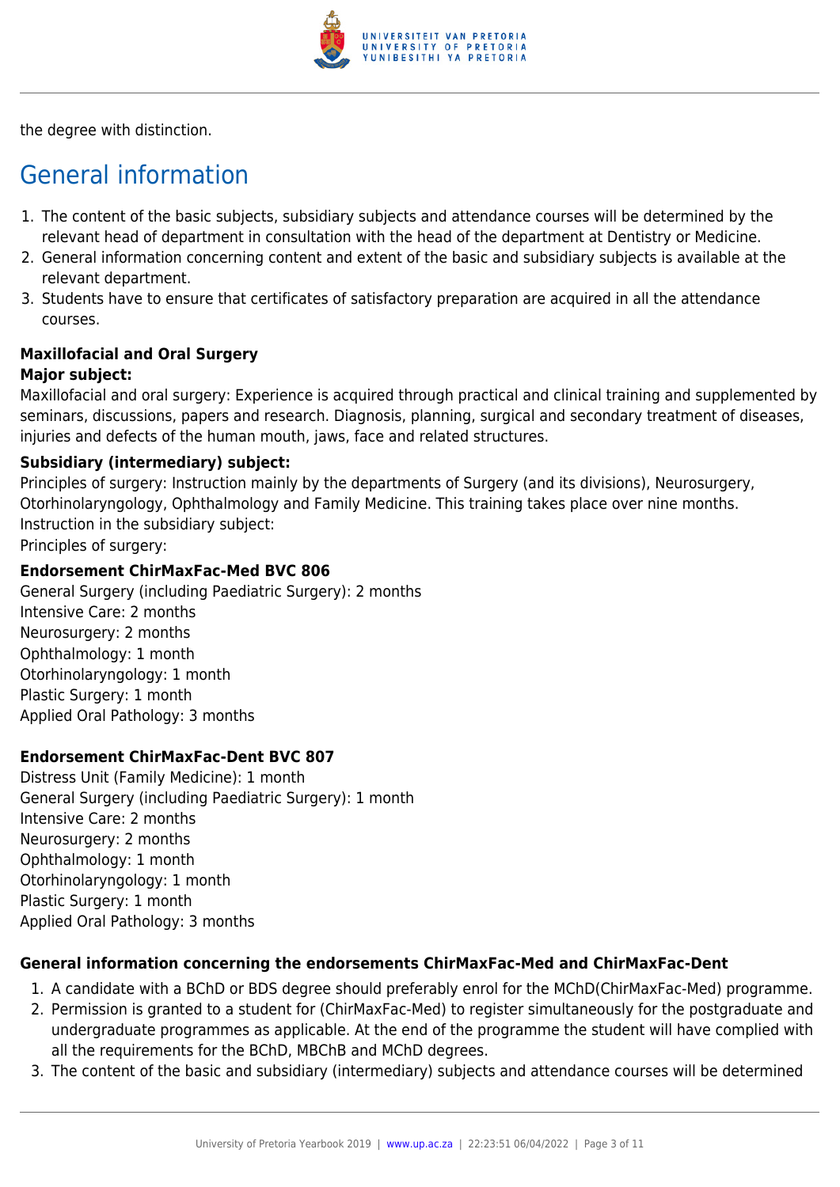the degree with distinction.

## General information

1. The content of the basic subjects, subsidiary subjects and attendance courses will be determined by the relevant head of department in consultation with the head of the department at Dentistry or Medicine.
2. General information concerning content and extent of the basic and subsidiary subjects is available at the relevant department.
3. Students have to ensure that certificates of satisfactory preparation are acquired in all the attendance courses.

**Maxillofacial and Oral Surgery**

**Major subject:**

Maxillofacial and oral surgery: Experience is acquired through practical and clinical training and supplemented by seminars, discussions, papers and research. Diagnosis, planning, surgical and secondary treatment of diseases, injuries and defects of the human mouth, jaws, face and related structures.

**Subsidiary (intermediary) subject:**

Principles of surgery: Instruction mainly by the departments of Surgery (and its divisions), Neurosurgery, Otorhinolaryngology, Ophthalmology and Family Medicine. This training takes place over nine months.
Instruction in the subsidiary subject:
Principles of surgery:

**Endorsement ChirMaxFac-Med BVC 806**

General Surgery (including Paediatric Surgery): 2 months
Intensive Care: 2 months
Neurosurgery: 2 months
Ophthalmology: 1 month
Otorhinolaryngology: 1 month
Plastic Surgery: 1 month
Applied Oral Pathology: 3 months

**Endorsement ChirMaxFac-Dent BVC 807**

Distress Unit (Family Medicine): 1 month
General Surgery (including Paediatric Surgery): 1 month
Intensive Care: 2 months
Neurosurgery: 2 months
Ophthalmology: 1 month
Otorhinolaryngology: 1 month
Plastic Surgery: 1 month
Applied Oral Pathology: 3 months

**General information concerning the endorsements ChirMaxFac-Med and ChirMaxFac-Dent**

1. A candidate with a BChD or BDS degree should preferably enrol for the MChD(ChirMaxFac-Med) programme.
2. Permission is granted to a student for (ChirMaxFac-Med) to register simultaneously for the postgraduate and undergraduate programmes as applicable. At the end of the programme the student will have complied with all the requirements for the BChD, MBChB and MChD degrees.
3. The content of the basic and subsidiary (intermediary) subjects and attendance courses will be determined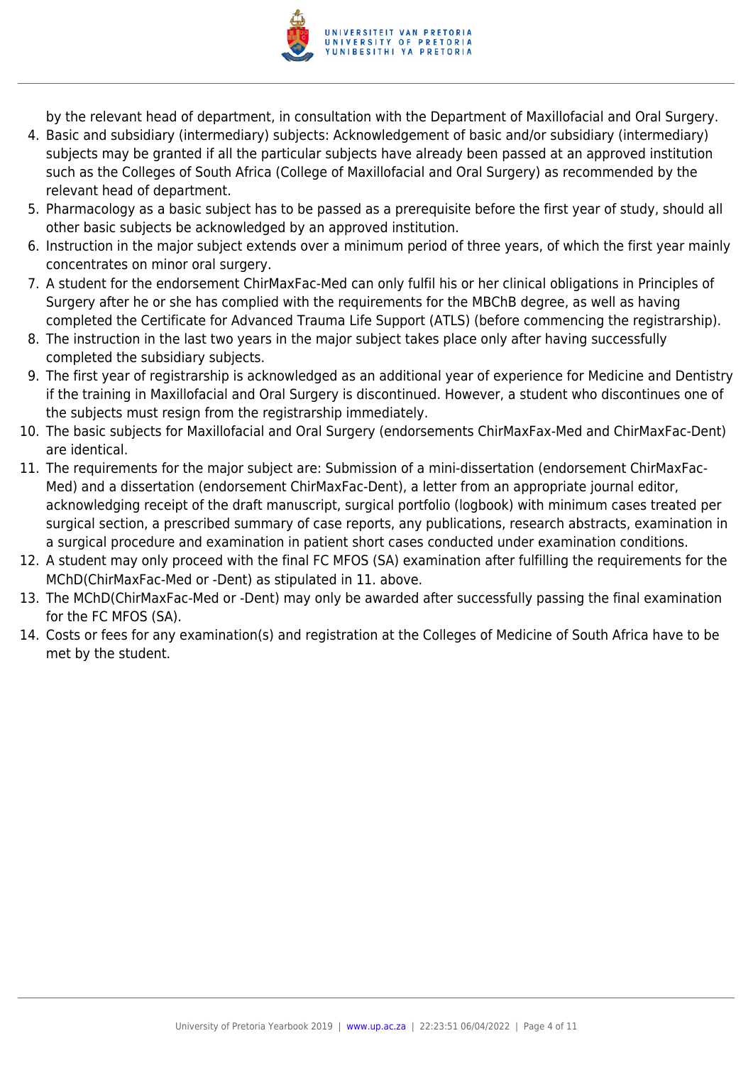by the relevant head of department, in consultation with the Department of Maxillofacial and Oral Surgery.

4. Basic and subsidiary (intermediary) subjects: Acknowledgement of basic and/or subsidiary (intermediary) subjects may be granted if all the particular subjects have already been passed at an approved institution such as the Colleges of South Africa (College of Maxillofacial and Oral Surgery) as recommended by the relevant head of department.
5. Pharmacology as a basic subject has to be passed as a prerequisite before the first year of study, should all other basic subjects be acknowledged by an approved institution.
6. Instruction in the major subject extends over a minimum period of three years, of which the first year mainly concentrates on minor oral surgery.
7. A student for the endorsement ChirMaxFac-Med can only fulfil his or her clinical obligations in Principles of Surgery after he or she has complied with the requirements for the MBChB degree, as well as having completed the Certificate for Advanced Trauma Life Support (ATLS) (before commencing the registrarship).
8. The instruction in the last two years in the major subject takes place only after having successfully completed the subsidiary subjects.
9. The first year of registrarship is acknowledged as an additional year of experience for Medicine and Dentistry if the training in Maxillofacial and Oral Surgery is discontinued. However, a student who discontinues one of the subjects must resign from the registrarship immediately.
10. The basic subjects for Maxillofacial and Oral Surgery (endorsements ChirMaxFax-Med and ChirMaxFac-Dent) are identical.
11. The requirements for the major subject are: Submission of a mini-dissertation (endorsement ChirMaxFac-Med) and a dissertation (endorsement ChirMaxFac-Dent), a letter from an appropriate journal editor, acknowledging receipt of the draft manuscript, surgical portfolio (logbook) with minimum cases treated per surgical section, a prescribed summary of case reports, any publications, research abstracts, examination in a surgical procedure and examination in patient short cases conducted under examination conditions.
12. A student may only proceed with the final FC MFOS (SA) examination after fulfilling the requirements for the MChD(ChirMaxFac-Med or -Dent) as stipulated in 11. above.
13. The MChD(ChirMaxFac-Med or -Dent) may only be awarded after successfully passing the final examination for the FC MFOS (SA).
14. Costs or fees for any examination(s) and registration at the Colleges of Medicine of South Africa have to be met by the student.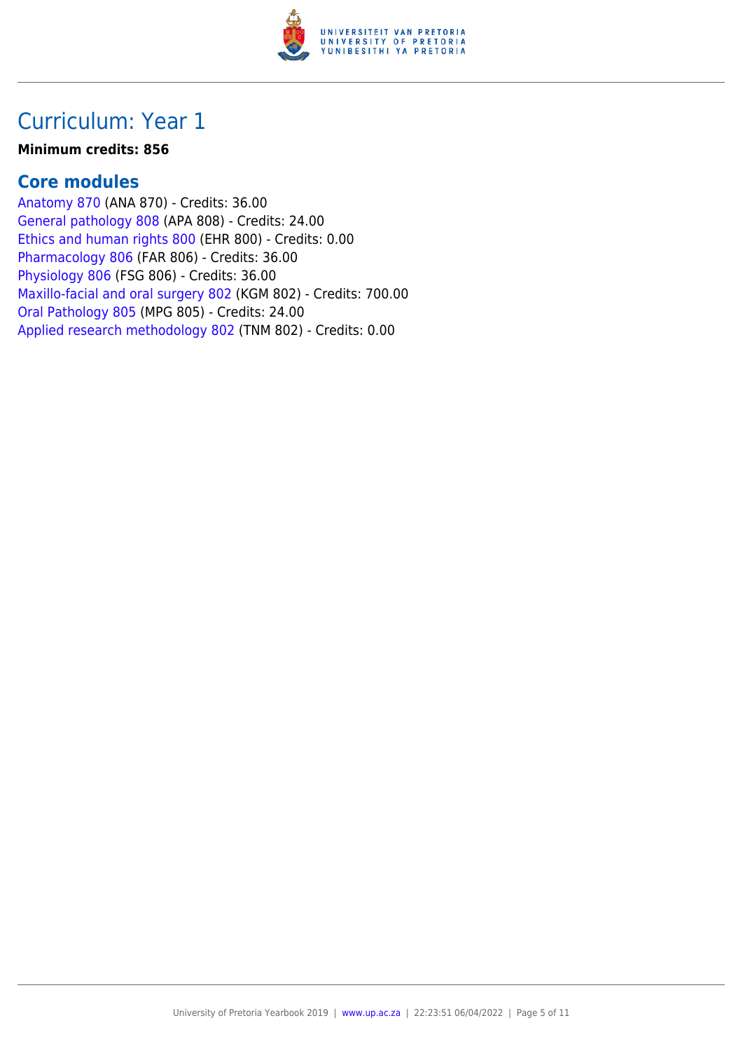# Curriculum: Year 1

**Minimum credits: 856**

## Core modules

Anatomy 870 (ANA 870) - Credits: 36.00
General pathology 808 (APA 808) - Credits: 24.00
Ethics and human rights 800 (EHR 800) - Credits: 0.00
Pharmacology 806 (FAR 806) - Credits: 36.00
Physiology 806 (FSG 806) - Credits: 36.00
Maxillo-facial and oral surgery 802 (KGM 802) - Credits: 700.00
Oral Pathology 805 (MPG 805) - Credits: 24.00
Applied research methodology 802 (TNM 802) - Credits: 0.00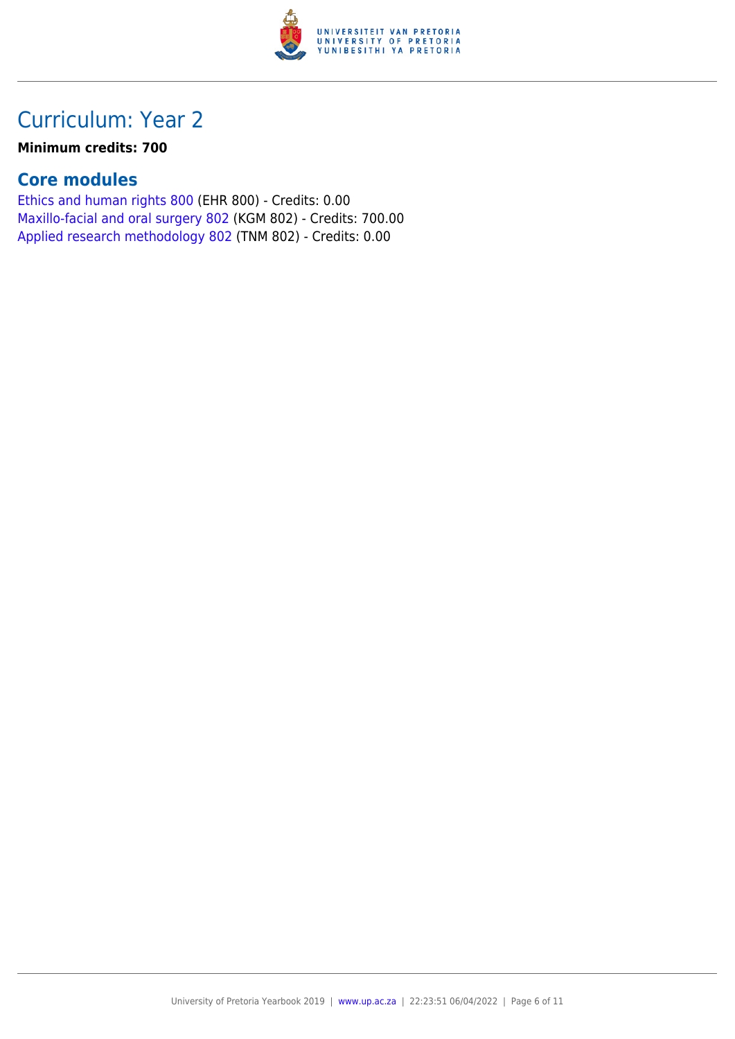# Curriculum: Year 2

**Minimum credits: 700**

## Core modules

Ethics and human rights 800 (EHR 800) - Credits: 0.00
Maxillo-facial and oral surgery 802 (KGM 802) - Credits: 700.00
Applied research methodology 802 (TNM 802) - Credits: 0.00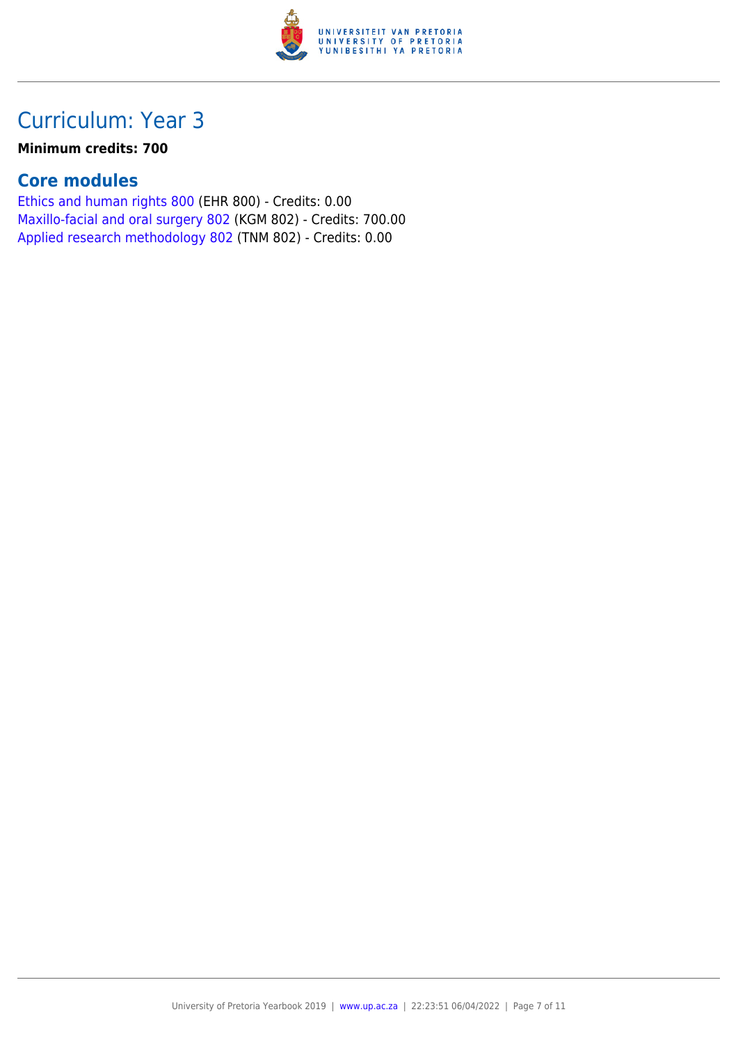## Curriculum: Year 3

**Minimum credits: 700**

### Core modules

Ethics and human rights 800 (EHR 800) - Credits: 0.00
Maxillo-facial and oral surgery 802 (KGM 802) - Credits: 700.00
Applied research methodology 802 (TNM 802) - Credits: 0.00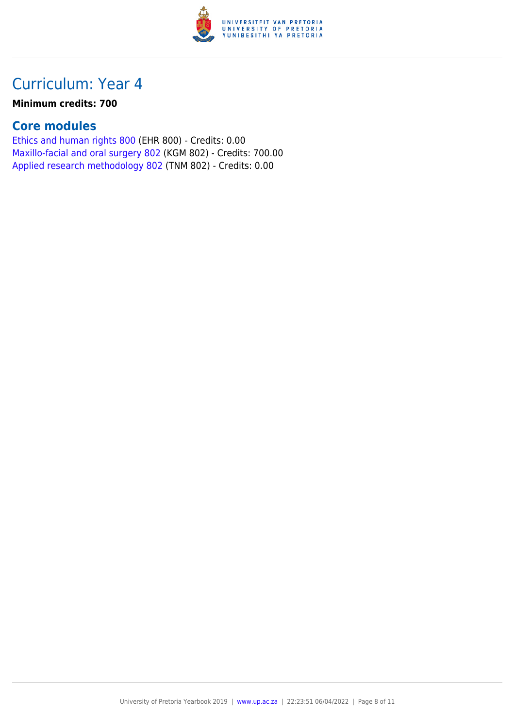# Curriculum: Year 4

**Minimum credits: 700**

## Core modules

Ethics and human rights 800 (EHR 800) - Credits: 0.00
Maxillo-facial and oral surgery 802 (KGM 802) - Credits: 700.00
Applied research methodology 802 (TNM 802) - Credits: 0.00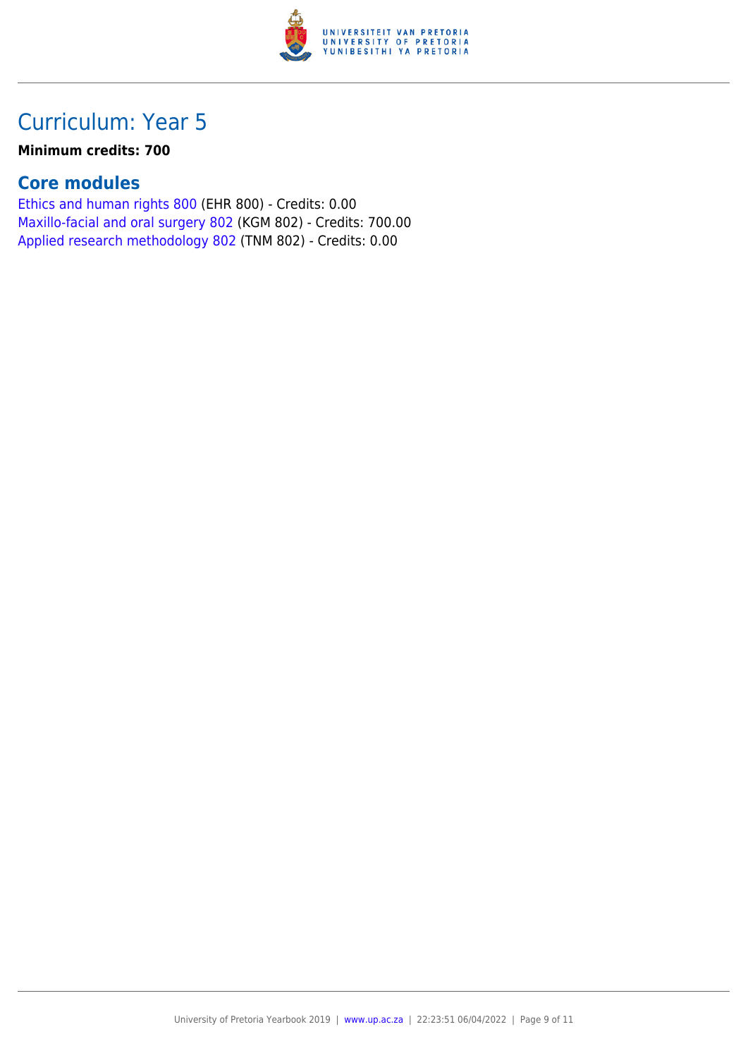# Curriculum: Year 5

**Minimum credits: 700**

## Core modules

Ethics and human rights 800 (EHR 800) - Credits: 0.00
Maxillo-facial and oral surgery 802 (KGM 802) - Credits: 700.00
Applied research methodology 802 (TNM 802) - Credits: 0.00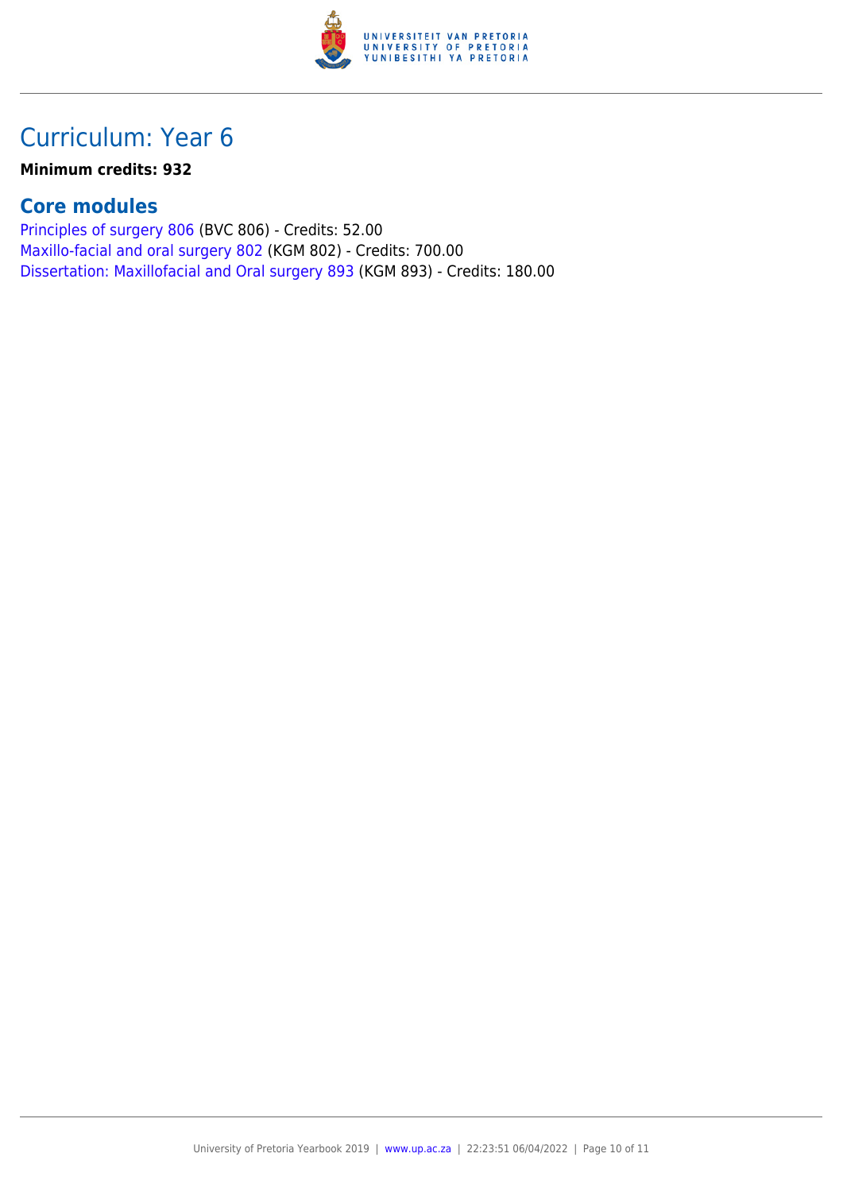## Curriculum: Year 6

**Minimum credits: 932**

### Core modules

Principles of surgery 806 (BVC 806) - Credits: 52.00
Maxillo-facial and oral surgery 802 (KGM 802) - Credits: 700.00
Dissertation: Maxillofacial and Oral surgery 893 (KGM 893) - Credits: 180.00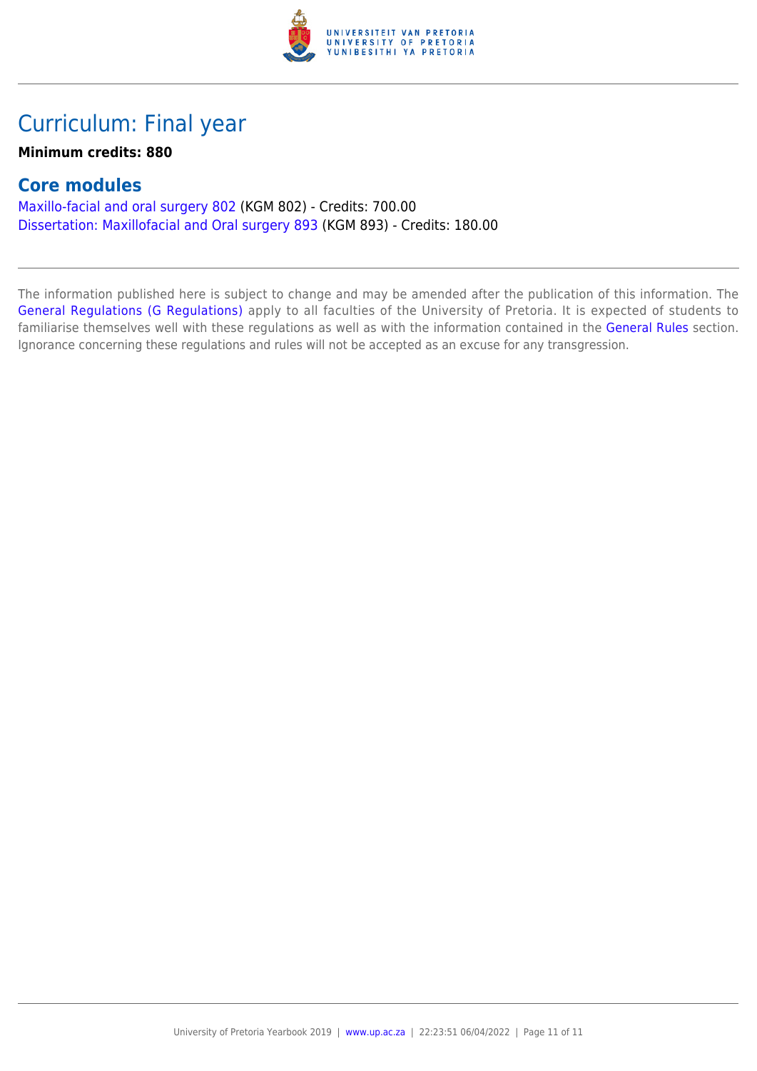## Curriculum: Final year

**Minimum credits: 880**

### Core modules

Maxillo-facial and oral surgery 802 (KGM 802) - Credits: 700.00
Dissertation: Maxillofacial and Oral surgery 893 (KGM 893) - Credits: 180.00

The information published here is subject to change and may be amended after the publication of this information. The General Regulations (G Regulations) apply to all faculties of the University of Pretoria. It is expected of students to familiarise themselves well with these regulations as well as with the information contained in the General Rules section. Ignorance concerning these regulations and rules will not be accepted as an excuse for any transgression.